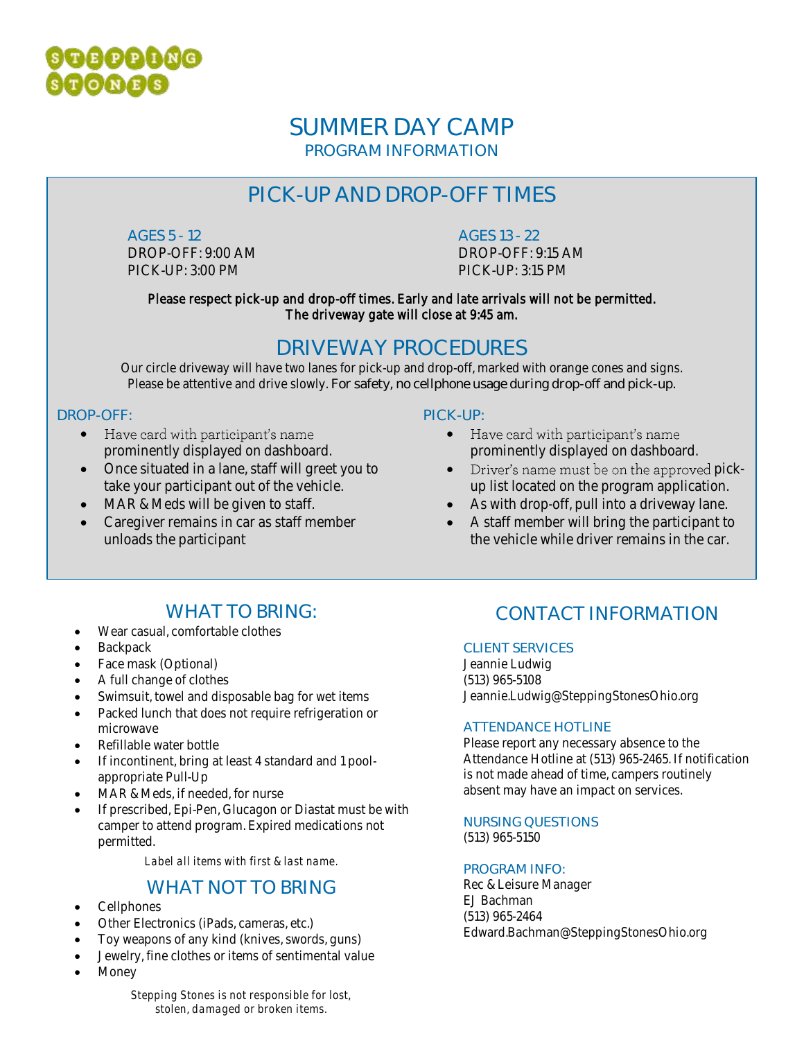STEPPING STONES

# SUMMER DAY CAMP

## PROGRAM INFORMATION

## PICK-UP AND DROP-OFF TIMES

**AGES 5 - 12**
DROP-OFF: 9:00 AM
PICK-UP: 3:00 PM

**AGES 13 - 22**
DROP-OFF: 9:15 AM
PICK-UP: 3:15 PM

**Please respect pick-up and drop-off times. Early and late arrivals will not be permitted. The driveway gate will close at 9:45 am.**

## DRIVEWAY PROCEDURES

Our circle driveway will have two lanes for pick-up and drop-off, marked with orange cones and signs. Please be attentive and drive slowly. For safety, no cellphone usage during drop-off and pick-up.

### DROP-OFF:

- Have card with participant's name prominently displayed on dashboard.
- Once situated in a lane, staff will greet you to take your participant out of the vehicle.
- MAR & Meds will be given to staff.
- Caregiver remains in car as staff member unloads the participant

### PICK-UP:

- Have card with participant's name prominently displayed on dashboard.
- Driver's name must be on the approved pick-up list located on the program application.
- As with drop-off, pull into a driveway lane.
- A staff member will bring the participant to the vehicle while driver remains in the car.

## WHAT TO BRING:

- Wear casual, comfortable clothes
- Backpack
- Face mask (Optional)
- A full change of clothes
- Swimsuit, towel and disposable bag for wet items
- Packed lunch that does not require refrigeration or microwave
- Refillable water bottle
- If incontinent, bring at least 4 standard and 1 pool-appropriate Pull-Up
- MAR & Meds, if needed, for nurse
- If prescribed, Epi-Pen, Glucagon or Diastat must be with camper to attend program. Expired medications not permitted.

*Label all items with first & last name.*

## WHAT NOT TO BRING

- Cellphones
- Other Electronics (iPads, cameras, etc.)
- Toy weapons of any kind (knives, swords, guns)
- Jewelry, fine clothes or items of sentimental value
- Money

*Stepping Stones is not responsible for lost, stolen, damaged or broken items.*

## CONTACT INFORMATION

### CLIENT SERVICES

Jeannie Ludwig
(513) 965-5108
Jeannie.Ludwig@SteppingStonesOhio.org

### ATTENDANCE HOTLINE

Please report any necessary absence to the Attendance Hotline at (513) 965-2465. If notification is not made ahead of time, campers routinely absent may have an impact on services.

### NURSING QUESTIONS

(513) 965-5150

### PROGRAM INFO:

Rec & Leisure Manager
EJ Bachman
(513) 965-2464
Edward.Bachman@SteppingStonesOhio.org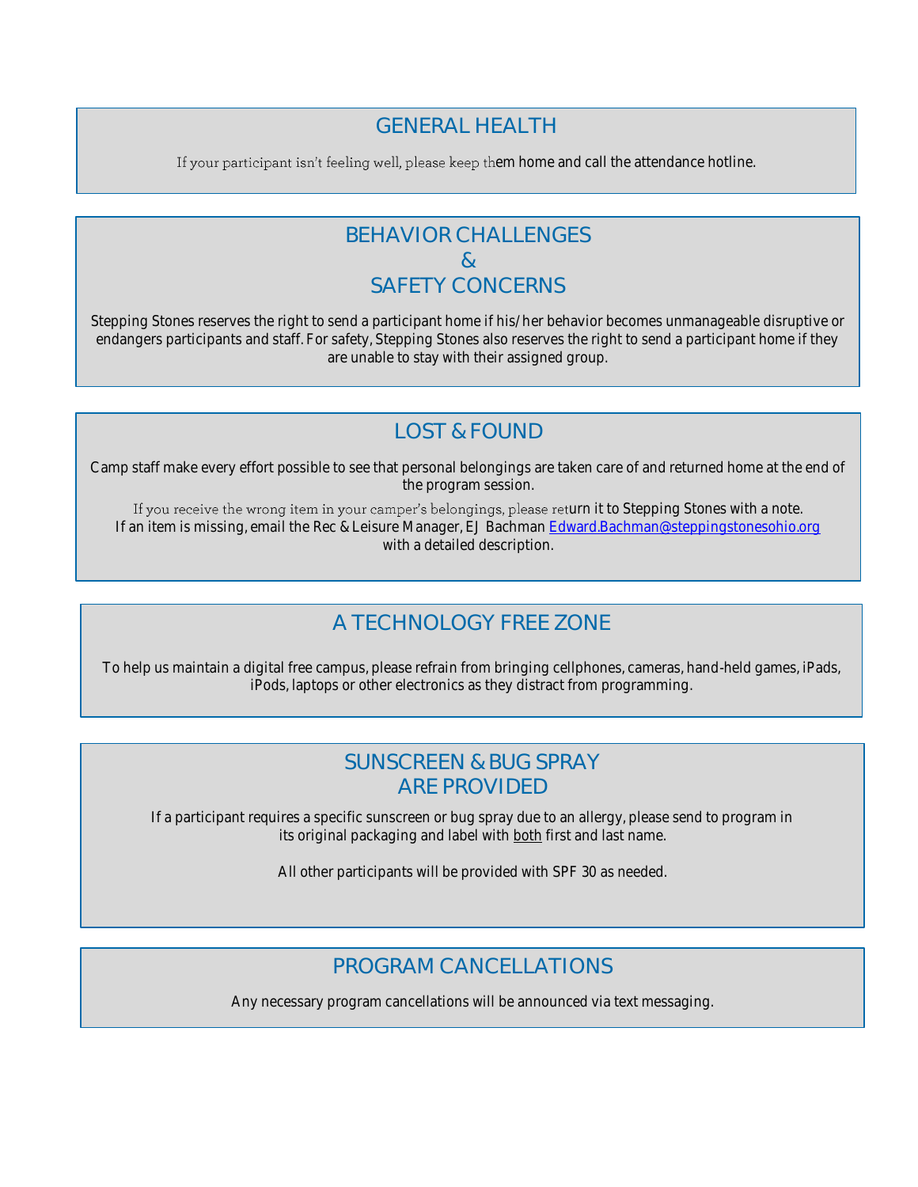## GENERAL HEALTH

If your participant isn't feeling well, please keep them home and call the attendance hotline.

## BEHAVIOR CHALLENGES & SAFETY CONCERNS

Stepping Stones reserves the right to send a participant home if his/her behavior becomes unmanageable disruptive or endangers participants and staff. For safety, Stepping Stones also reserves the right to send a participant home if they are unable to stay with their assigned group.

## LOST & FOUND

Camp staff make every effort possible to see that personal belongings are taken care of and returned home at the end of the program session.

If you receive the wrong item in your camper's belongings, please return it to Stepping Stones with a note. If an item is missing, email the Rec & Leisure Manager, EJ Bachman Edward.Bachman@steppingstonesohio.org with a detailed description.

## A TECHNOLOGY FREE ZONE

To help us maintain a digital free campus, please refrain from bringing cellphones, cameras, hand-held games, iPads, iPods, laptops or other electronics as they distract from programming.

## SUNSCREEN & BUG SPRAY ARE PROVIDED

If a participant requires a specific sunscreen or bug spray due to an allergy, please send to program in its original packaging and label with <u>both</u> first and last name.

All other participants will be provided with SPF 30 as needed.

## PROGRAM CANCELLATIONS

Any necessary program cancellations will be announced via text messaging.